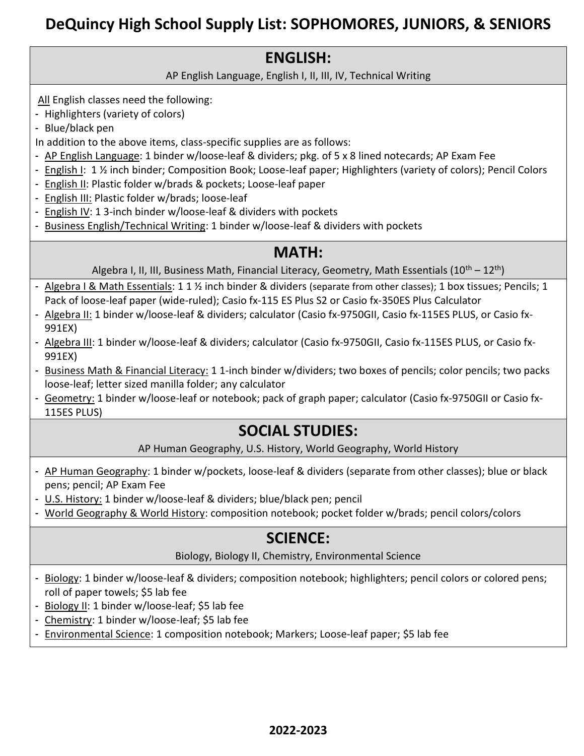# DeQuincy High School Supply List: SOPHOMORES, JUNIORS, & SENIORS

## ENGLISH:

AP English Language, English I, II, III, IV, Technical Writing

All English classes need the following:

- Highlighters (variety of colors)
- Blue/black pen

In addition to the above items, class-specific supplies are as follows:

- AP English Language: 1 binder w/loose-leaf & dividers; pkg. of 5 x 8 lined notecards; AP Exam Fee
- English I: 1 ½ inch binder; Composition Book; Loose-leaf paper; Highlighters (variety of colors); Pencil Colors
- English II: Plastic folder w/brads & pockets; Loose-leaf paper
- English III: Plastic folder w/brads; loose-leaf
- English IV: 1 3-inch binder w/loose-leaf & dividers with pockets
- Business English/Technical Writing: 1 binder w/loose-leaf & dividers with pockets

## MATH:

Algebra I, II, III, Business Math, Financial Literacy, Geometry, Math Essentials (10th – 12th)

- Algebra I & Math Essentials: 1 1 ½ inch binder & dividers (separate from other classes); 1 box tissues; Pencils; 1 Pack of loose-leaf paper (wide-ruled); Casio fx-115 ES Plus S2 or Casio fx-350ES Plus Calculator
- Algebra II: 1 binder w/loose-leaf & dividers; calculator (Casio fx-9750GII, Casio fx-115ES PLUS, or Casio fx-991EX)
- Algebra III: 1 binder w/loose-leaf & dividers; calculator (Casio fx-9750GII, Casio fx-115ES PLUS, or Casio fx-991EX)
- Business Math & Financial Literacy: 1 1-inch binder w/dividers; two boxes of pencils; color pencils; two packs loose-leaf; letter sized manilla folder; any calculator
- Geometry: 1 binder w/loose-leaf or notebook; pack of graph paper; calculator (Casio fx-9750GII or Casio fx-115ES PLUS)

## SOCIAL STUDIES:

AP Human Geography, U.S. History, World Geography, World History

- AP Human Geography: 1 binder w/pockets, loose-leaf & dividers (separate from other classes); blue or black pens; pencil; AP Exam Fee
- U.S. History: 1 binder w/loose-leaf & dividers; blue/black pen; pencil
- World Geography & World History: composition notebook; pocket folder w/brads; pencil colors/colors

## SCIENCE:

Biology, Biology II, Chemistry, Environmental Science

- Biology: 1 binder w/loose-leaf & dividers; composition notebook; highlighters; pencil colors or colored pens; roll of paper towels; $5 lab fee
- Biology II: 1 binder w/loose-leaf; $5 lab fee
- Chemistry: 1 binder w/loose-leaf; $5 lab fee
- Environmental Science: 1 composition notebook; Markers; Loose-leaf paper; $5 lab fee

**2022-2023**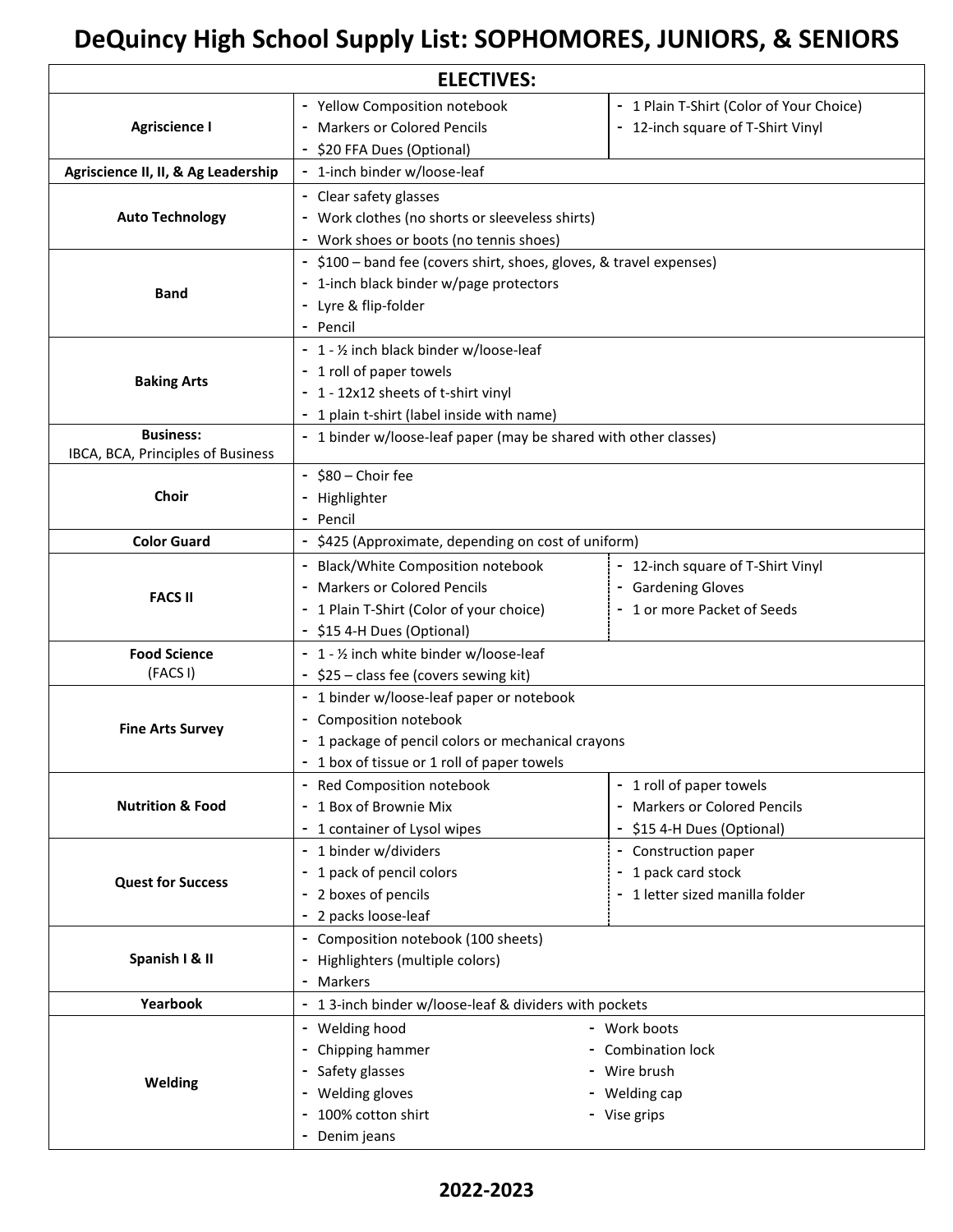# DeQuincy High School Supply List: SOPHOMORES, JUNIORS, & SENIORS

| ELECTIVES: | | |
|---|---|---|
| **Agriscience I** | - Yellow Composition notebook<br>- Markers or Colored Pencils<br>- $20 FFA Dues (Optional) | - 1 Plain T-Shirt (Color of Your Choice)<br>- 12-inch square of T-Shirt Vinyl |
| **Agriscience II, II, & Ag Leadership** | - 1-inch binder w/loose-leaf | |
| **Auto Technology** | - Clear safety glasses<br>- Work clothes (no shorts or sleeveless shirts)<br>- Work shoes or boots (no tennis shoes) | |
| **Band** | - $100 – band fee (covers shirt, shoes, gloves, & travel expenses)<br>- 1-inch black binder w/page protectors<br>- Lyre & flip-folder<br>- Pencil | |
| **Baking Arts** | - 1 - ½ inch black binder w/loose-leaf<br>- 1 roll of paper towels<br>- 1 - 12x12 sheets of t-shirt vinyl<br>- 1 plain t-shirt (label inside with name) | |
| **Business:**<br>IBCA, BCA, Principles of Business | - 1 binder w/loose-leaf paper (may be shared with other classes) | |
| **Choir** | - $80 – Choir fee<br>- Highlighter<br>- Pencil | |
| **Color Guard** | - $425 (Approximate, depending on cost of uniform) | |
| **FACS II** | - Black/White Composition notebook<br>- Markers or Colored Pencils<br>- 1 Plain T-Shirt (Color of your choice)<br>- $15 4-H Dues (Optional) | - 12-inch square of T-Shirt Vinyl<br>- Gardening Gloves<br>- 1 or more Packet of Seeds |
| **Food Science**<br>(FACS I) | - 1 - ½ inch white binder w/loose-leaf<br>- $25 – class fee (covers sewing kit) | |
| **Fine Arts Survey** | - 1 binder w/loose-leaf paper or notebook<br>- Composition notebook<br>- 1 package of pencil colors or mechanical crayons<br>- 1 box of tissue or 1 roll of paper towels | |
| **Nutrition & Food** | - Red Composition notebook<br>- 1 Box of Brownie Mix<br>- 1 container of Lysol wipes | - 1 roll of paper towels<br>- Markers or Colored Pencils<br>- $15 4-H Dues (Optional) |
| **Quest for Success** | - 1 binder w/dividers<br>- 1 pack of pencil colors<br>- 2 boxes of pencils<br>- 2 packs loose-leaf | - Construction paper<br>- 1 pack card stock<br>- 1 letter sized manilla folder |
| **Spanish I & II** | - Composition notebook (100 sheets)<br>- Highlighters (multiple colors)<br>- Markers | |
| **Yearbook** | - 1 3-inch binder w/loose-leaf & dividers with pockets | |
| **Welding** | - Welding hood<br>- Chipping hammer<br>- Safety glasses<br>- Welding gloves<br>- 100% cotton shirt<br>- Denim jeans | - Work boots<br>- Combination lock<br>- Wire brush<br>- Welding cap<br>- Vise grips |

**2022-2023**